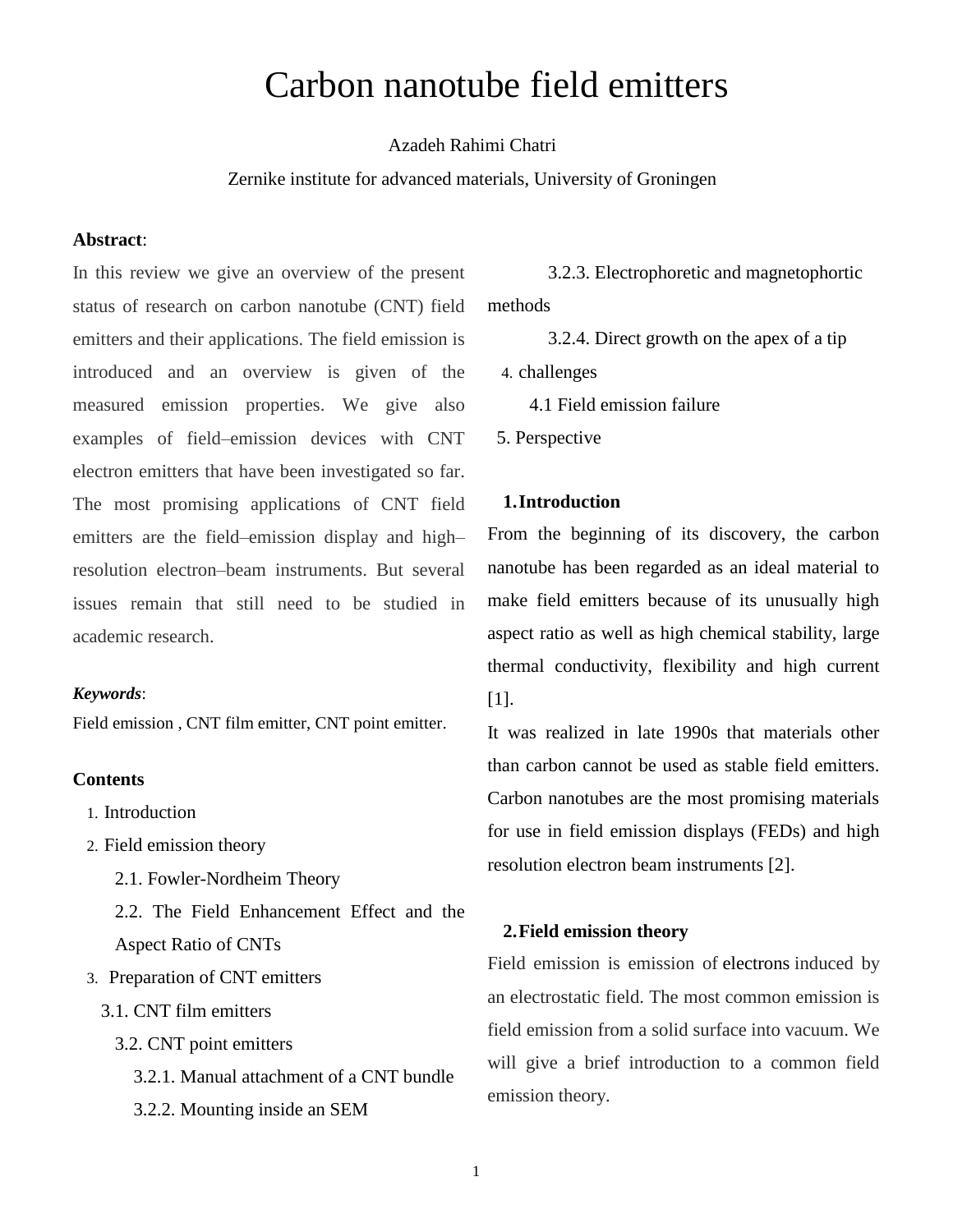# Carbon nanotube field emitters

Azadeh Rahimi Chatri

Zernike institute for advanced materials, University of Groningen

**Abstract**:

In this review we give an overview of the present status of research on carbon nanotube (CNT) field emitters and their applications. The field emission is introduced and an overview is given of the measured emission properties. We give also examples of field–emission devices with CNT electron emitters that have been investigated so far. The most promising applications of CNT field emitters are the field–emission display and high–resolution electron–beam instruments. But several issues remain that still need to be studied in academic research.

***Keywords***:

Field emission , CNT film emitter, CNT point emitter.

**Contents**

1. Introduction
2. Field emission theory
   - 2.1. Fowler-Nordheim Theory
   - 2.2. The Field Enhancement Effect and the Aspect Ratio of CNTs
3. Preparation of CNT emitters
   - 3.1. CNT film emitters
   - 3.2. CNT point emitters
     - 3.2.1. Manual attachment of a CNT bundle
     - 3.2.2. Mounting inside an SEM
     - 3.2.3. Electrophoretic and magnetophortic methods
     - 3.2.4. Direct growth on the apex of a tip
4. challenges
   - 4.1 Field emission failure
5. Perspective

## 1. Introduction

From the beginning of its discovery, the carbon nanotube has been regarded as an ideal material to make field emitters because of its unusually high aspect ratio as well as high chemical stability, large thermal conductivity, flexibility and high current [1].

It was realized in late 1990s that materials other than carbon cannot be used as stable field emitters. Carbon nanotubes are the most promising materials for use in field emission displays (FEDs) and high resolution electron beam instruments [2].

## 2. Field emission theory

Field emission is emission of electrons induced by an electrostatic field. The most common emission is field emission from a solid surface into vacuum. We will give a brief introduction to a common field emission theory.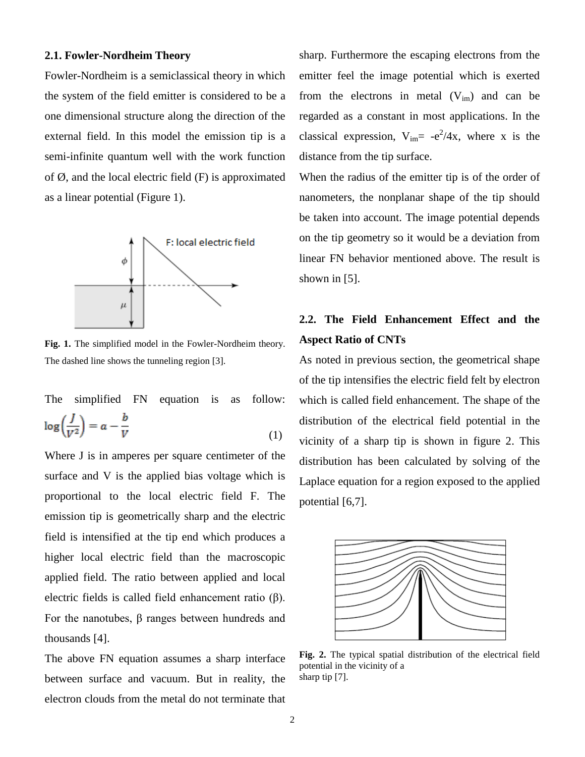### 2.1. Fowler-Nordheim Theory

Fowler-Nordheim is a semiclassical theory in which the system of the field emitter is considered to be a one dimensional structure along the direction of the external field. In this model the emission tip is a semi-infinite quantum well with the work function of Ø, and the local electric field (F) is approximated as a linear potential (Figure 1).

**Fig. 1.** The simplified model in the Fowler-Nordheim theory. The dashed line shows the tunneling region [3].

The simplified FN equation is as follow:

$$\log\left(\frac{J}{V^2}\right) = a - \frac{b}{V} \quad (1)$$

Where J is in amperes per square centimeter of the surface and V is the applied bias voltage which is proportional to the local electric field F. The emission tip is geometrically sharp and the electric field is intensified at the tip end which produces a higher local electric field than the macroscopic applied field. The ratio between applied and local electric fields is called field enhancement ratio (β). For the nanotubes, β ranges between hundreds and thousands [4].

The above FN equation assumes a sharp interface between surface and vacuum. But in reality, the electron clouds from the metal do not terminate that sharp. Furthermore the escaping electrons from the emitter feel the image potential which is exerted from the electrons in metal ($V_{im}$) and can be regarded as a constant in most applications. In the classical expression, $V_{im}= -e^2/4x$, where x is the distance from the tip surface.

When the radius of the emitter tip is of the order of nanometers, the nonplanar shape of the tip should be taken into account. The image potential depends on the tip geometry so it would be a deviation from linear FN behavior mentioned above. The result is shown in [5].

### 2.2. The Field Enhancement Effect and the Aspect Ratio of CNTs

As noted in previous section, the geometrical shape of the tip intensifies the electric field felt by electron which is called field enhancement. The shape of the distribution of the electrical field potential in the vicinity of a sharp tip is shown in figure 2. This distribution has been calculated by solving of the Laplace equation for a region exposed to the applied potential [6,7].

**Fig. 2.** The typical spatial distribution of the electrical field potential in the vicinity of a sharp tip [7].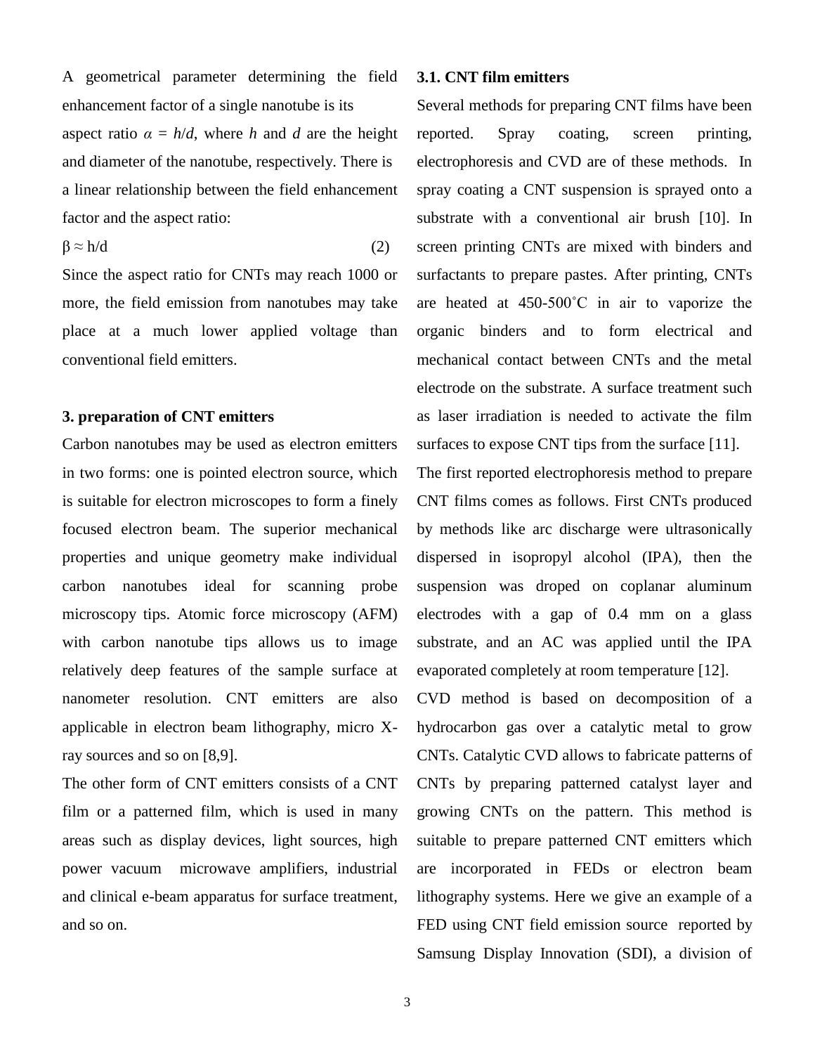A geometrical parameter determining the field enhancement factor of a single nanotube is its aspect ratio $\alpha = h/d$, where $h$ and $d$ are the height and diameter of the nanotube, respectively. There is a linear relationship between the field enhancement factor and the aspect ratio:

$$\beta \approx h/d \qquad (2)$$

Since the aspect ratio for CNTs may reach 1000 or more, the field emission from nanotubes may take place at a much lower applied voltage than conventional field emitters.

## 3. preparation of CNT emitters

Carbon nanotubes may be used as electron emitters in two forms: one is pointed electron source, which is suitable for electron microscopes to form a finely focused electron beam. The superior mechanical properties and unique geometry make individual carbon nanotubes ideal for scanning probe microscopy tips. Atomic force microscopy (AFM) with carbon nanotube tips allows us to image relatively deep features of the sample surface at nanometer resolution. CNT emitters are also applicable in electron beam lithography, micro X-ray sources and so on [8,9].

The other form of CNT emitters consists of a CNT film or a patterned film, which is used in many areas such as display devices, light sources, high power vacuum microwave amplifiers, industrial and clinical e-beam apparatus for surface treatment, and so on.

### 3.1. CNT film emitters

Several methods for preparing CNT films have been reported. Spray coating, screen printing, electrophoresis and CVD are of these methods. In spray coating a CNT suspension is sprayed onto a substrate with a conventional air brush [10]. In screen printing CNTs are mixed with binders and surfactants to prepare pastes. After printing, CNTs are heated at 450-500˚C in air to vaporize the organic binders and to form electrical and mechanical contact between CNTs and the metal electrode on the substrate. A surface treatment such as laser irradiation is needed to activate the film surfaces to expose CNT tips from the surface [11].

The first reported electrophoresis method to prepare CNT films comes as follows. First CNTs produced by methods like arc discharge were ultrasonically dispersed in isopropyl alcohol (IPA), then the suspension was droped on coplanar aluminum electrodes with a gap of 0.4 mm on a glass substrate, and an AC was applied until the IPA evaporated completely at room temperature [12].

CVD method is based on decomposition of a hydrocarbon gas over a catalytic metal to grow CNTs. Catalytic CVD allows to fabricate patterns of CNTs by preparing patterned catalyst layer and growing CNTs on the pattern. This method is suitable to prepare patterned CNT emitters which are incorporated in FEDs or electron beam lithography systems. Here we give an example of a FED using CNT field emission source reported by Samsung Display Innovation (SDI), a division of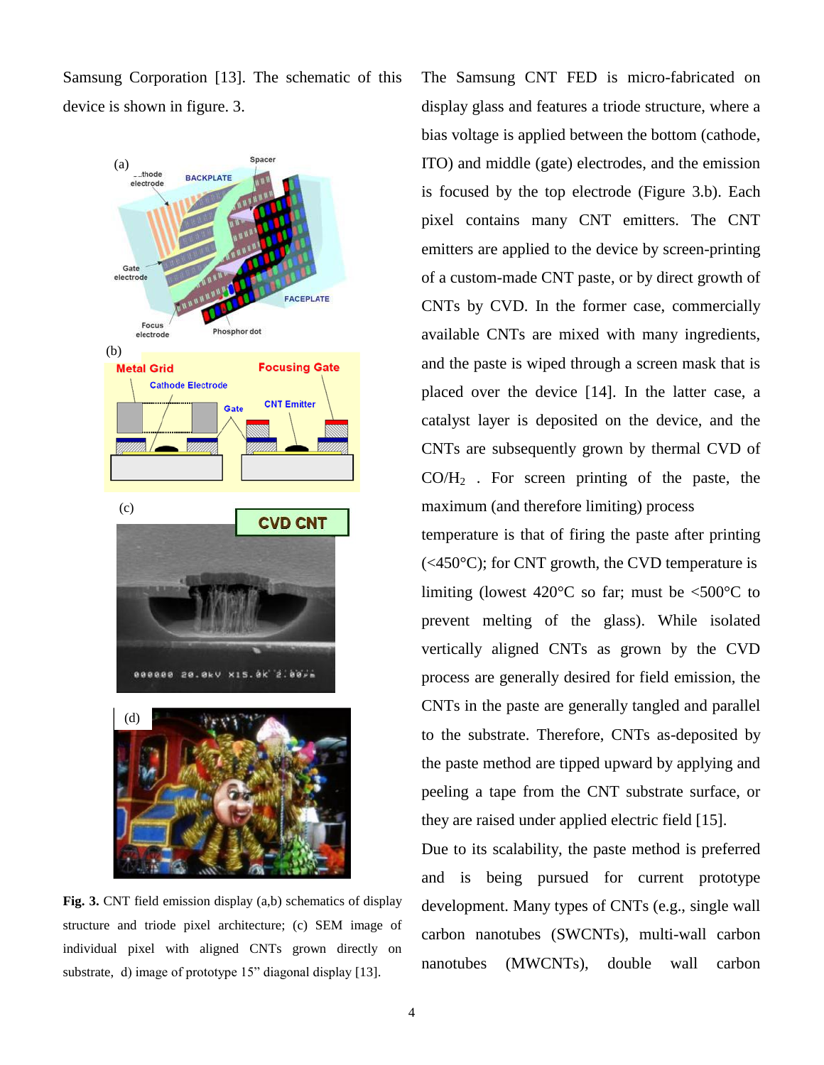Samsung Corporation [13]. The schematic of this device is shown in figure. 3.

Fig. 3. CNT field emission display (a,b) schematics of display structure and triode pixel architecture; (c) SEM image of individual pixel with aligned CNTs grown directly on substrate, d) image of prototype 15" diagonal display [13].

The Samsung CNT FED is micro-fabricated on display glass and features a triode structure, where a bias voltage is applied between the bottom (cathode, ITO) and middle (gate) electrodes, and the emission is focused by the top electrode (Figure 3.b). Each pixel contains many CNT emitters. The CNT emitters are applied to the device by screen-printing of a custom-made CNT paste, or by direct growth of CNTs by CVD. In the former case, commercially available CNTs are mixed with many ingredients, and the paste is wiped through a screen mask that is placed over the device [14]. In the latter case, a catalyst layer is deposited on the device, and the CNTs are subsequently grown by thermal CVD of $CO/H_2$ . For screen printing of the paste, the maximum (and therefore limiting) process temperature is that of firing the paste after printing (<450°C); for CNT growth, the CVD temperature is limiting (lowest 420°C so far; must be <500°C to prevent melting of the glass). While isolated vertically aligned CNTs as grown by the CVD process are generally desired for field emission, the CNTs in the paste are generally tangled and parallel to the substrate. Therefore, CNTs as-deposited by the paste method are tipped upward by applying and peeling a tape from the CNT substrate surface, or they are raised under applied electric field [15].

Due to its scalability, the paste method is preferred and is being pursued for current prototype development. Many types of CNTs (e.g., single wall carbon nanotubes (SWCNTs), multi-wall carbon nanotubes (MWCNTs), double wall carbon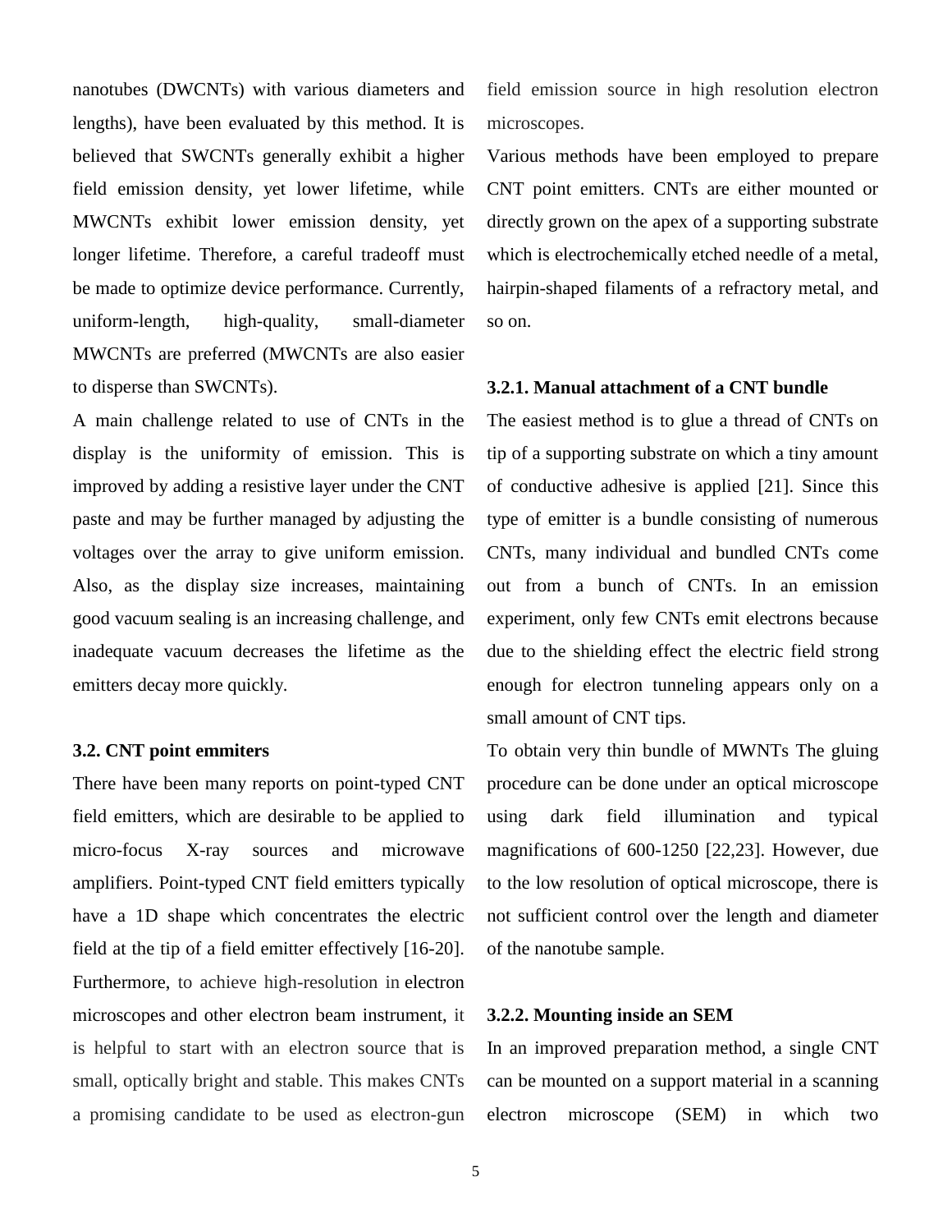nanotubes (DWCNTs) with various diameters and lengths), have been evaluated by this method. It is believed that SWCNTs generally exhibit a higher field emission density, yet lower lifetime, while MWCNTs exhibit lower emission density, yet longer lifetime. Therefore, a careful tradeoff must be made to optimize device performance. Currently, uniform-length, high-quality, small-diameter MWCNTs are preferred (MWCNTs are also easier to disperse than SWCNTs).

A main challenge related to use of CNTs in the display is the uniformity of emission. This is improved by adding a resistive layer under the CNT paste and may be further managed by adjusting the voltages over the array to give uniform emission. Also, as the display size increases, maintaining good vacuum sealing is an increasing challenge, and inadequate vacuum decreases the lifetime as the emitters decay more quickly.

### 3.2. CNT point emmiters

There have been many reports on point-typed CNT field emitters, which are desirable to be applied to micro-focus X-ray sources and microwave amplifiers. Point-typed CNT field emitters typically have a 1D shape which concentrates the electric field at the tip of a field emitter effectively [16-20]. Furthermore, to achieve high-resolution in electron microscopes and other electron beam instrument, it is helpful to start with an electron source that is small, optically bright and stable. This makes CNTs a promising candidate to be used as electron-gun field emission source in high resolution electron microscopes.

Various methods have been employed to prepare CNT point emitters. CNTs are either mounted or directly grown on the apex of a supporting substrate which is electrochemically etched needle of a metal, hairpin-shaped filaments of a refractory metal, and so on.

#### 3.2.1. Manual attachment of a CNT bundle

The easiest method is to glue a thread of CNTs on tip of a supporting substrate on which a tiny amount of conductive adhesive is applied [21]. Since this type of emitter is a bundle consisting of numerous CNTs, many individual and bundled CNTs come out from a bunch of CNTs. In an emission experiment, only few CNTs emit electrons because due to the shielding effect the electric field strong enough for electron tunneling appears only on a small amount of CNT tips.

To obtain very thin bundle of MWNTs The gluing procedure can be done under an optical microscope using dark field illumination and typical magnifications of 600-1250 [22,23]. However, due to the low resolution of optical microscope, there is not sufficient control over the length and diameter of the nanotube sample.

#### 3.2.2. Mounting inside an SEM

In an improved preparation method, a single CNT can be mounted on a support material in a scanning electron microscope (SEM) in which two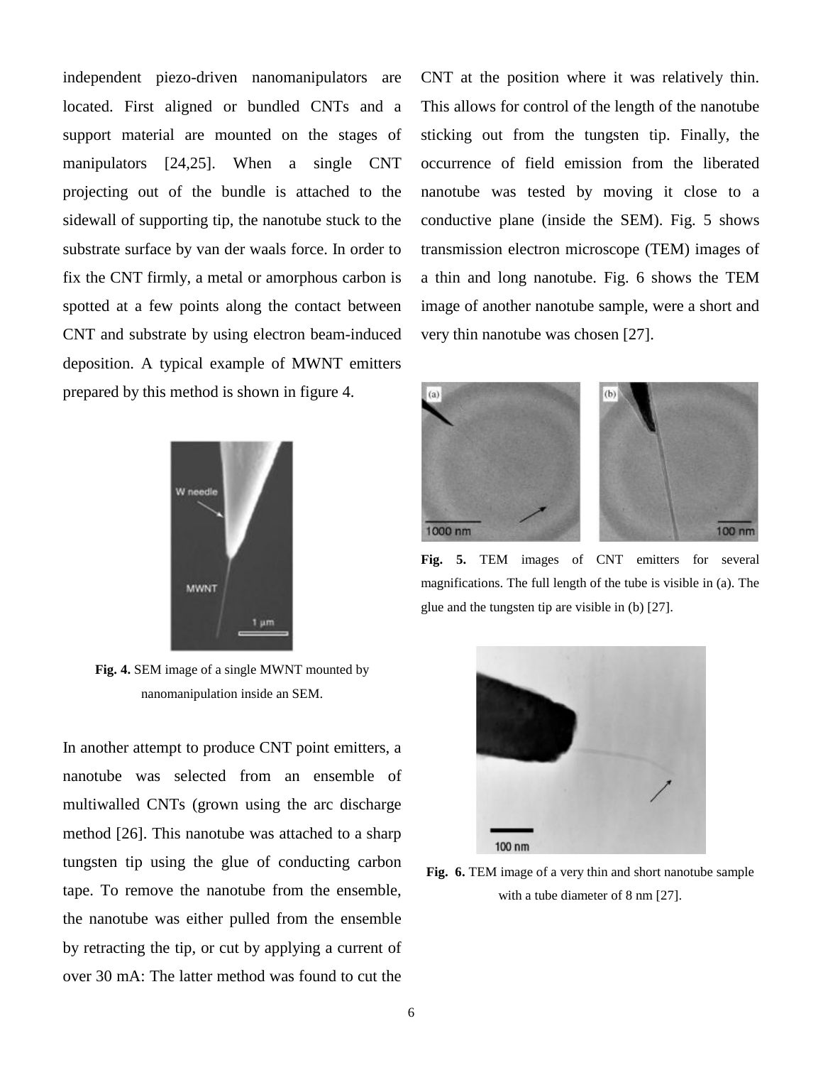independent piezo-driven nanomanipulators are located. First aligned or bundled CNTs and a support material are mounted on the stages of manipulators [24,25]. When a single CNT projecting out of the bundle is attached to the sidewall of supporting tip, the nanotube stuck to the substrate surface by van der waals force. In order to fix the CNT firmly, a metal or amorphous carbon is spotted at a few points along the contact between CNT and substrate by using electron beam-induced deposition. A typical example of MWNT emitters prepared by this method is shown in figure 4.

**Fig. 4.** SEM image of a single MWNT mounted by nanomanipulation inside an SEM.

In another attempt to produce CNT point emitters, a nanotube was selected from an ensemble of multiwalled CNTs (grown using the arc discharge method [26]. This nanotube was attached to a sharp tungsten tip using the glue of conducting carbon tape. To remove the nanotube from the ensemble, the nanotube was either pulled from the ensemble by retracting the tip, or cut by applying a current of over 30 mA: The latter method was found to cut the CNT at the position where it was relatively thin. This allows for control of the length of the nanotube sticking out from the tungsten tip. Finally, the occurrence of field emission from the liberated nanotube was tested by moving it close to a conductive plane (inside the SEM). Fig. 5 shows transmission electron microscope (TEM) images of a thin and long nanotube. Fig. 6 shows the TEM image of another nanotube sample, were a short and very thin nanotube was chosen [27].

**Fig. 5.** TEM images of CNT emitters for several magnifications. The full length of the tube is visible in (a). The glue and the tungsten tip are visible in (b) [27].

**Fig. 6.** TEM image of a very thin and short nanotube sample with a tube diameter of 8 nm [27].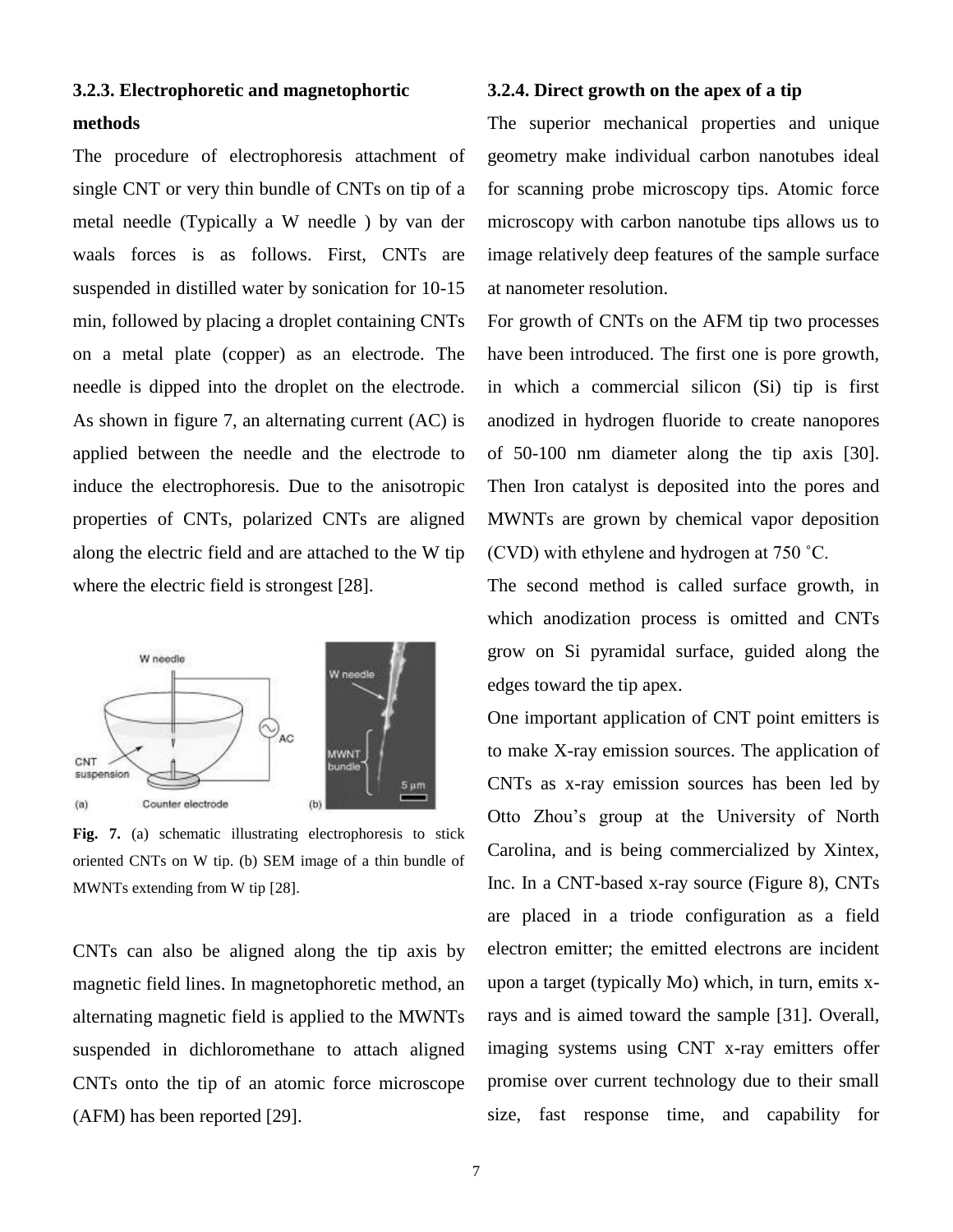### 3.2.3. Electrophoretic and magnetophortic methods

The procedure of electrophoresis attachment of single CNT or very thin bundle of CNTs on tip of a metal needle (Typically a W needle ) by van der waals forces is as follows. First, CNTs are suspended in distilled water by sonication for 10-15 min, followed by placing a droplet containing CNTs on a metal plate (copper) as an electrode. The needle is dipped into the droplet on the electrode. As shown in figure 7, an alternating current (AC) is applied between the needle and the electrode to induce the electrophoresis. Due to the anisotropic properties of CNTs, polarized CNTs are aligned along the electric field and are attached to the W tip where the electric field is strongest [28].

**Fig. 7.** (a) schematic illustrating electrophoresis to stick oriented CNTs on W tip. (b) SEM image of a thin bundle of MWNTs extending from W tip [28].

CNTs can also be aligned along the tip axis by magnetic field lines. In magnetophoretic method, an alternating magnetic field is applied to the MWNTs suspended in dichloromethane to attach aligned CNTs onto the tip of an atomic force microscope (AFM) has been reported [29].

### 3.2.4. Direct growth on the apex of a tip

The superior mechanical properties and unique geometry make individual carbon nanotubes ideal for scanning probe microscopy tips. Atomic force microscopy with carbon nanotube tips allows us to image relatively deep features of the sample surface at nanometer resolution.

For growth of CNTs on the AFM tip two processes have been introduced. The first one is pore growth, in which a commercial silicon (Si) tip is first anodized in hydrogen fluoride to create nanopores of 50-100 nm diameter along the tip axis [30]. Then Iron catalyst is deposited into the pores and MWNTs are grown by chemical vapor deposition (CVD) with ethylene and hydrogen at 750 ˚C.

The second method is called surface growth, in which anodization process is omitted and CNTs grow on Si pyramidal surface, guided along the edges toward the tip apex.

One important application of CNT point emitters is to make X-ray emission sources. The application of CNTs as x-ray emission sources has been led by Otto Zhou's group at the University of North Carolina, and is being commercialized by Xintex, Inc. In a CNT-based x-ray source (Figure 8), CNTs are placed in a triode configuration as a field electron emitter; the emitted electrons are incident upon a target (typically Mo) which, in turn, emits x-rays and is aimed toward the sample [31]. Overall, imaging systems using CNT x-ray emitters offer promise over current technology due to their small size, fast response time, and capability for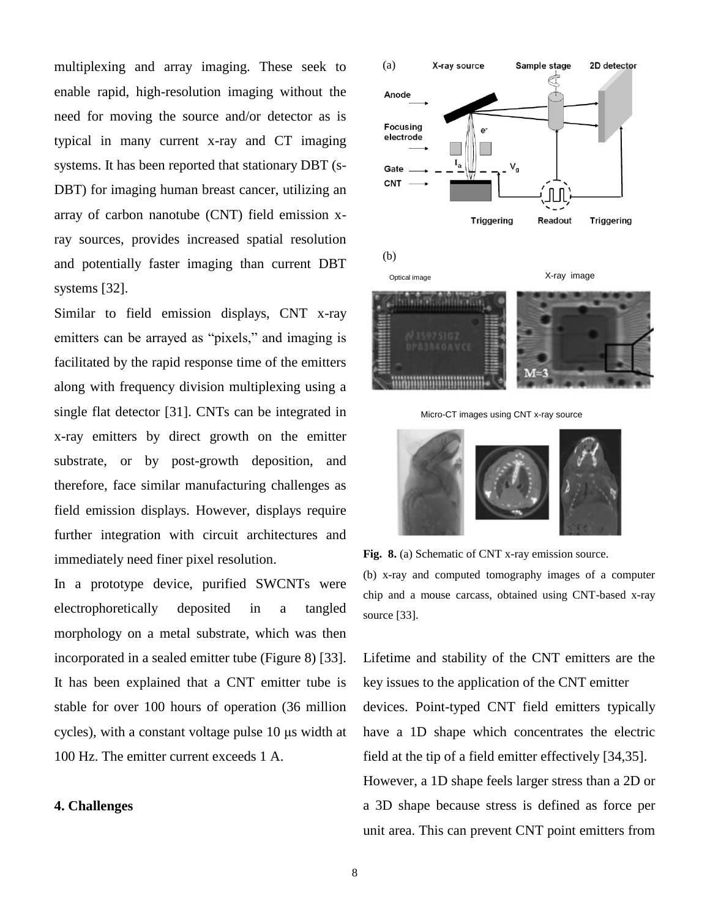multiplexing and array imaging. These seek to enable rapid, high-resolution imaging without the need for moving the source and/or detector as is typical in many current x-ray and CT imaging systems. It has been reported that stationary DBT (s-DBT) for imaging human breast cancer, utilizing an array of carbon nanotube (CNT) field emission x-ray sources, provides increased spatial resolution and potentially faster imaging than current DBT systems [32].

Similar to field emission displays, CNT x-ray emitters can be arrayed as "pixels," and imaging is facilitated by the rapid response time of the emitters along with frequency division multiplexing using a single flat detector [31]. CNTs can be integrated in x-ray emitters by direct growth on the emitter substrate, or by post-growth deposition, and therefore, face similar manufacturing challenges as field emission displays. However, displays require further integration with circuit architectures and immediately need finer pixel resolution.

In a prototype device, purified SWCNTs were electrophoretically deposited in a tangled morphology on a metal substrate, which was then incorporated in a sealed emitter tube (Figure 8) [33]. It has been explained that a CNT emitter tube is stable for over 100 hours of operation (36 million cycles), with a constant voltage pulse 10 μs width at 100 Hz. The emitter current exceeds 1 A.

## 4. Challenges

**Fig. 8.** (a) Schematic of CNT x-ray emission source. (b) x-ray and computed tomography images of a computer chip and a mouse carcass, obtained using CNT-based x-ray source [33].

Lifetime and stability of the CNT emitters are the key issues to the application of the CNT emitter devices. Point-typed CNT field emitters typically have a 1D shape which concentrates the electric field at the tip of a field emitter effectively [34,35]. However, a 1D shape feels larger stress than a 2D or a 3D shape because stress is defined as force per unit area. This can prevent CNT point emitters from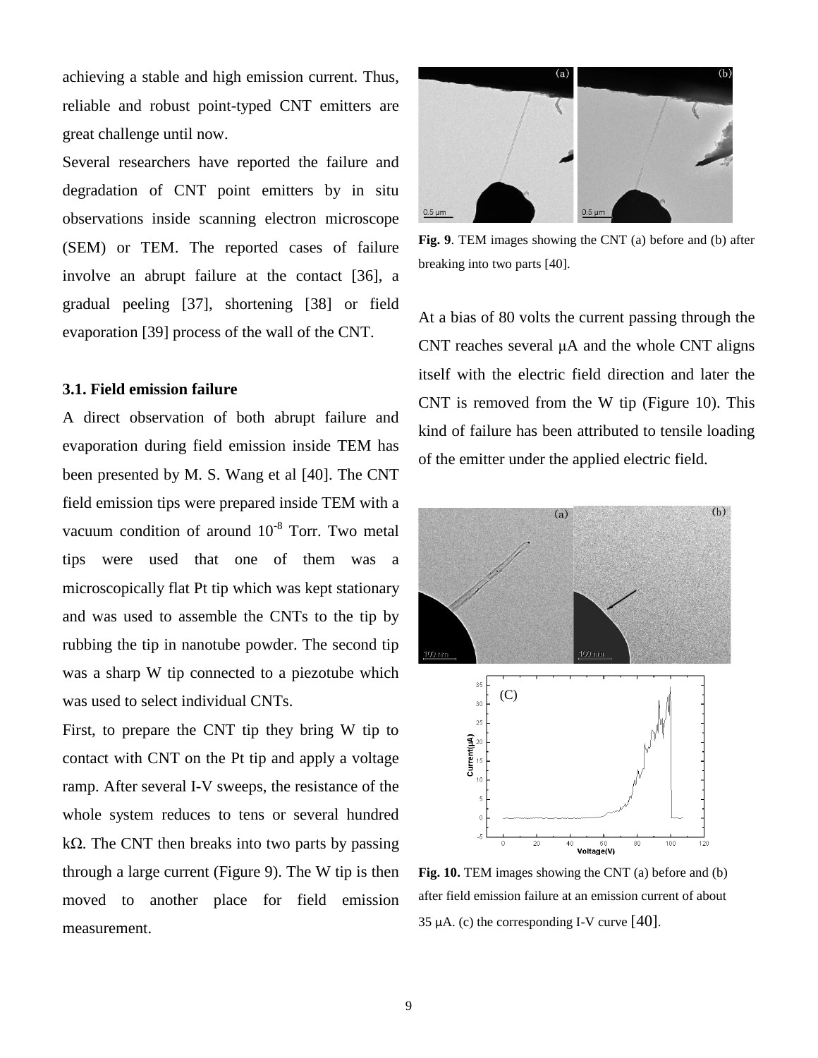achieving a stable and high emission current. Thus, reliable and robust point-typed CNT emitters are great challenge until now.

Several researchers have reported the failure and degradation of CNT point emitters by in situ observations inside scanning electron microscope (SEM) or TEM. The reported cases of failure involve an abrupt failure at the contact [36], a gradual peeling [37], shortening [38] or field evaporation [39] process of the wall of the CNT.

### 3.1. Field emission failure

A direct observation of both abrupt failure and evaporation during field emission inside TEM has been presented by M. S. Wang et al [40]. The CNT field emission tips were prepared inside TEM with a vacuum condition of around $10^{-8}$ Torr. Two metal tips were used that one of them was a microscopically flat Pt tip which was kept stationary and was used to assemble the CNTs to the tip by rubbing the tip in nanotube powder. The second tip was a sharp W tip connected to a piezotube which was used to select individual CNTs.

First, to prepare the CNT tip they bring W tip to contact with CNT on the Pt tip and apply a voltage ramp. After several I-V sweeps, the resistance of the whole system reduces to tens or several hundred k$\Omega$. The CNT then breaks into two parts by passing through a large current (Figure 9). The W tip is then moved to another place for field emission measurement.

**Fig. 9**. TEM images showing the CNT (a) before and (b) after breaking into two parts [40].

At a bias of 80 volts the current passing through the CNT reaches several $\mu$A and the whole CNT aligns itself with the electric field direction and later the CNT is removed from the W tip (Figure 10). This kind of failure has been attributed to tensile loading of the emitter under the applied electric field.

**Fig. 10.** TEM images showing the CNT (a) before and (b) after field emission failure at an emission current of about 35 $\mu$A. (c) the corresponding I-V curve [40].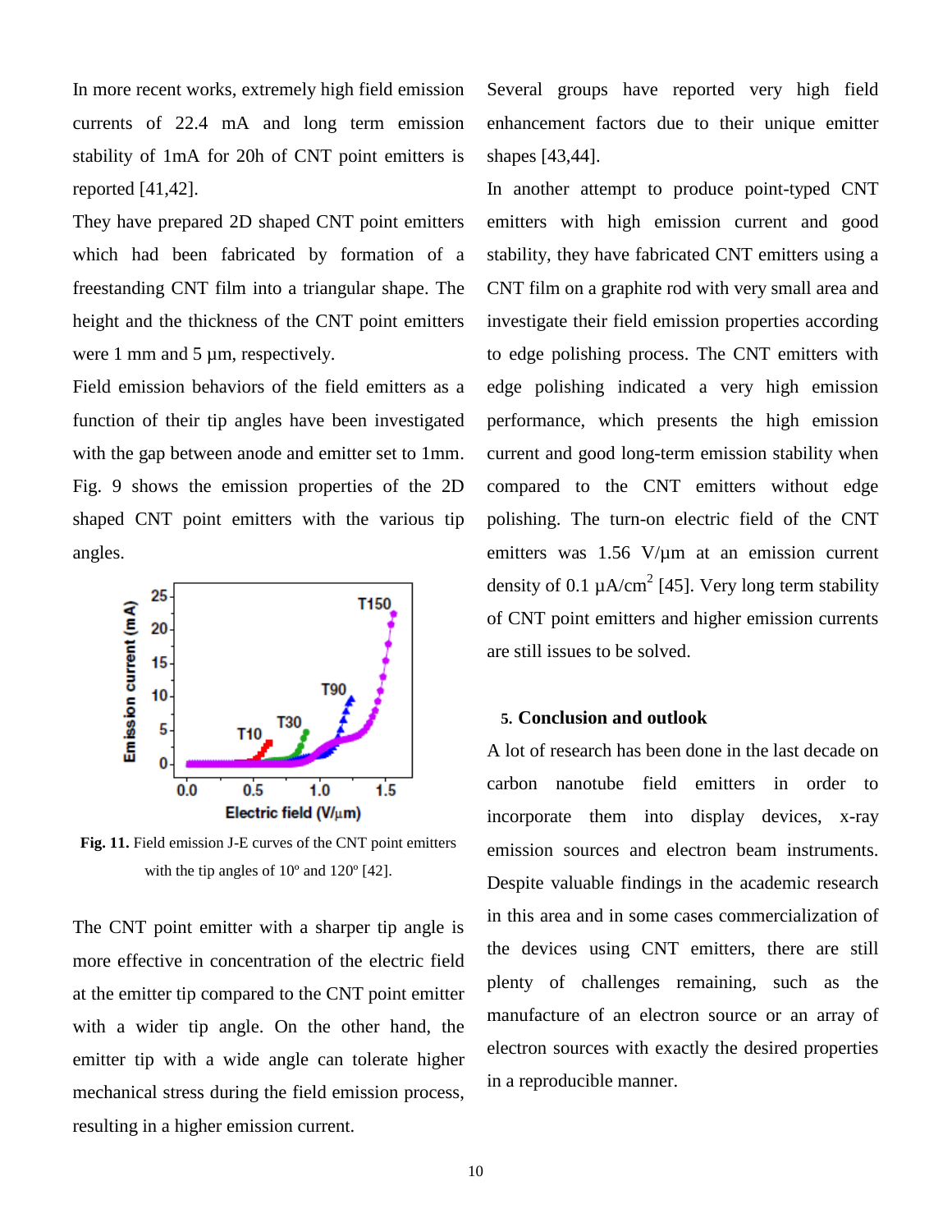In more recent works, extremely high field emission currents of 22.4 mA and long term emission stability of 1mA for 20h of CNT point emitters is reported [41,42].

They have prepared 2D shaped CNT point emitters which had been fabricated by formation of a freestanding CNT film into a triangular shape. The height and the thickness of the CNT point emitters were 1 mm and 5 µm, respectively.

Field emission behaviors of the field emitters as a function of their tip angles have been investigated with the gap between anode and emitter set to 1mm. Fig. 9 shows the emission properties of the 2D shaped CNT point emitters with the various tip angles.

**Fig. 11.** Field emission J-E curves of the CNT point emitters with the tip angles of 10º and 120º [42].

The CNT point emitter with a sharper tip angle is more effective in concentration of the electric field at the emitter tip compared to the CNT point emitter with a wider tip angle. On the other hand, the emitter tip with a wide angle can tolerate higher mechanical stress during the field emission process, resulting in a higher emission current.

Several groups have reported very high field enhancement factors due to their unique emitter shapes [43,44].

In another attempt to produce point-typed CNT emitters with high emission current and good stability, they have fabricated CNT emitters using a CNT film on a graphite rod with very small area and investigate their field emission properties according to edge polishing process. The CNT emitters with edge polishing indicated a very high emission performance, which presents the high emission current and good long-term emission stability when compared to the CNT emitters without edge polishing. The turn-on electric field of the CNT emitters was 1.56 V/µm at an emission current density of 0.1 µA/cm$^2$ [45]. Very long term stability of CNT point emitters and higher emission currents are still issues to be solved.

## 5. Conclusion and outlook

A lot of research has been done in the last decade on carbon nanotube field emitters in order to incorporate them into display devices, x-ray emission sources and electron beam instruments. Despite valuable findings in the academic research in this area and in some cases commercialization of the devices using CNT emitters, there are still plenty of challenges remaining, such as the manufacture of an electron source or an array of electron sources with exactly the desired properties in a reproducible manner.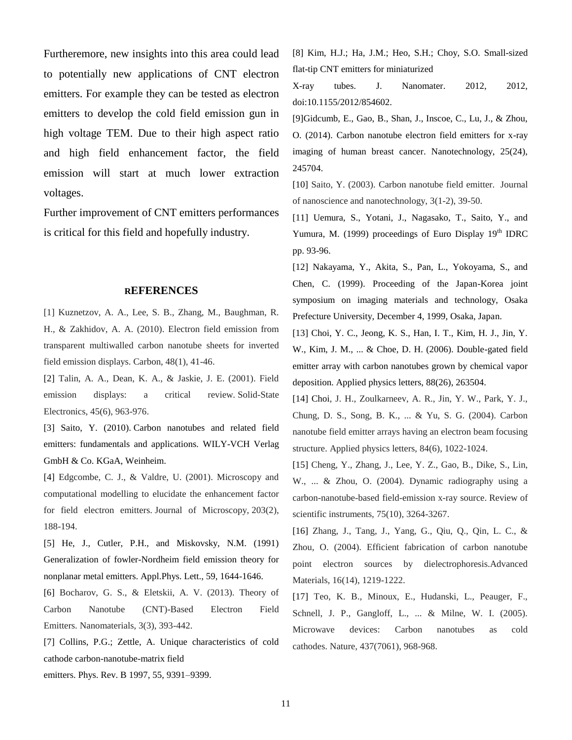Furtheremore, new insights into this area could lead to potentially new applications of CNT electron emitters. For example they can be tested as electron emitters to develop the cold field emission gun in high voltage TEM. Due to their high aspect ratio and high field enhancement factor, the field emission will start at much lower extraction voltages.

Further improvement of CNT emitters performances is critical for this field and hopefully industry.

## REFERENCES

[1] Kuznetzov, A. A., Lee, S. B., Zhang, M., Baughman, R. H., & Zakhidov, A. A. (2010). Electron field emission from transparent multiwalled carbon nanotube sheets for inverted field emission displays. Carbon, 48(1), 41-46.

[2] Talin, A. A., Dean, K. A., & Jaskie, J. E. (2001). Field emission displays: a critical review. Solid-State Electronics, 45(6), 963-976.

[3] Saito, Y. (2010). Carbon nanotubes and related field emitters: fundamentals and applications. WILY-VCH Verlag GmbH & Co. KGaA, Weinheim.

[4] Edgcombe, C. J., & Valdre, U. (2001). Microscopy and computational modelling to elucidate the enhancement factor for field electron emitters. Journal of Microscopy, 203(2), 188-194.

[5] He, J., Cutler, P.H., and Miskovsky, N.M. (1991) Generalization of fowler-Nordheim field emission theory for nonplanar metal emitters. Appl.Phys. Lett., 59, 1644-1646.

[6] Bocharov, G. S., & Eletskii, A. V. (2013). Theory of Carbon Nanotube (CNT)-Based Electron Field Emitters. Nanomaterials, 3(3), 393-442.

[7] Collins, P.G.; Zettle, A. Unique characteristics of cold cathode carbon-nanotube-matrix field emitters. Phys. Rev. B 1997, 55, 9391–9399.

[8] Kim, H.J.; Ha, J.M.; Heo, S.H.; Choy, S.O. Small-sized flat-tip CNT emitters for miniaturized X-ray tubes. J. Nanomater. 2012, 2012, doi:10.1155/2012/854602.

[9]Gidcumb, E., Gao, B., Shan, J., Inscoe, C., Lu, J., & Zhou, O. (2014). Carbon nanotube electron field emitters for x-ray imaging of human breast cancer. Nanotechnology, 25(24), 245704.

[10] Saito, Y. (2003). Carbon nanotube field emitter. Journal of nanoscience and nanotechnology, 3(1-2), 39-50.

[11] Uemura, S., Yotani, J., Nagasako, T., Saito, Y., and Yumura, M. (1999) proceedings of Euro Display 19th IDRC pp. 93-96.

[12] Nakayama, Y., Akita, S., Pan, L., Yokoyama, S., and Chen, C. (1999). Proceeding of the Japan-Korea joint symposium on imaging materials and technology, Osaka Prefecture University, December 4, 1999, Osaka, Japan.

[13] Choi, Y. C., Jeong, K. S., Han, I. T., Kim, H. J., Jin, Y. W., Kim, J. M., ... & Choe, D. H. (2006). Double-gated field emitter array with carbon nanotubes grown by chemical vapor deposition. Applied physics letters, 88(26), 263504.

[14] Choi, J. H., Zoulkarneev, A. R., Jin, Y. W., Park, Y. J., Chung, D. S., Song, B. K., ... & Yu, S. G. (2004). Carbon nanotube field emitter arrays having an electron beam focusing structure. Applied physics letters, 84(6), 1022-1024.

[15] Cheng, Y., Zhang, J., Lee, Y. Z., Gao, B., Dike, S., Lin, W., ... & Zhou, O. (2004). Dynamic radiography using a carbon-nanotube-based field-emission x-ray source. Review of scientific instruments, 75(10), 3264-3267.

[16] Zhang, J., Tang, J., Yang, G., Qiu, Q., Qin, L. C., & Zhou, O. (2004). Efficient fabrication of carbon nanotube point electron sources by dielectrophoresis.Advanced Materials, 16(14), 1219-1222.

[17] Teo, K. B., Minoux, E., Hudanski, L., Peauger, F., Schnell, J. P., Gangloff, L., ... & Milne, W. I. (2005). Microwave devices: Carbon nanotubes as cold cathodes. Nature, 437(7061), 968-968.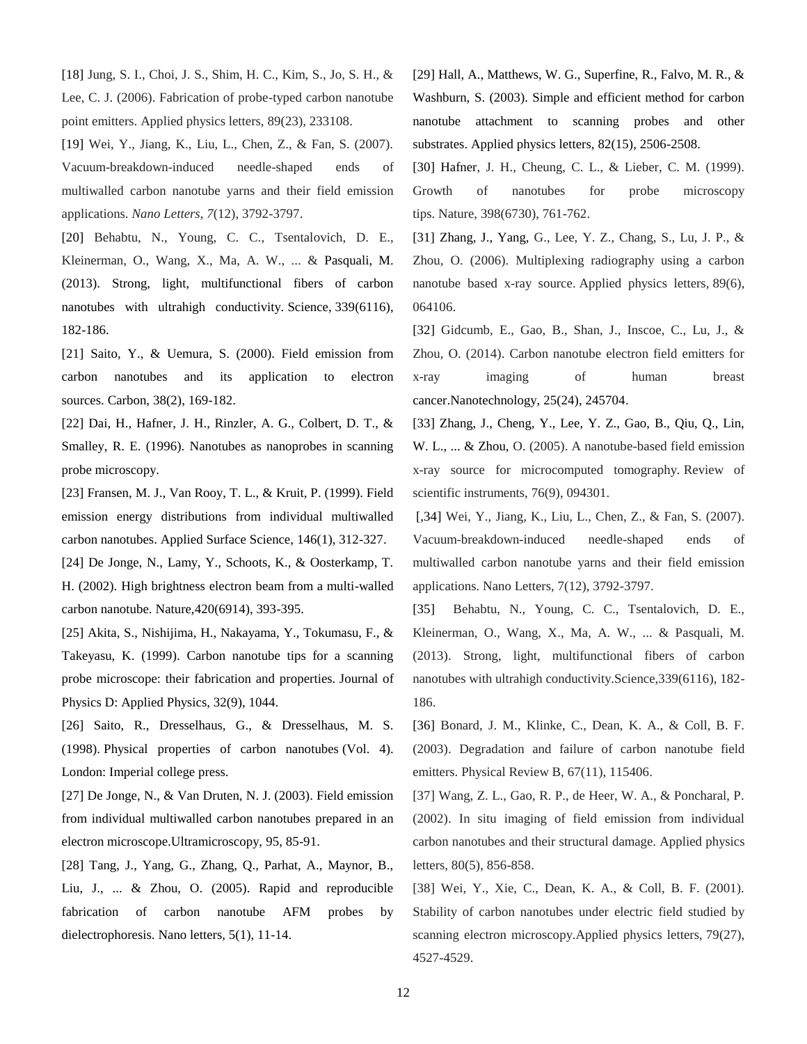[18] Jung, S. I., Choi, J. S., Shim, H. C., Kim, S., Jo, S. H., & Lee, C. J. (2006). Fabrication of probe-typed carbon nanotube point emitters. Applied physics letters, 89(23), 233108.

[19] Wei, Y., Jiang, K., Liu, L., Chen, Z., & Fan, S. (2007). Vacuum-breakdown-induced needle-shaped ends of multiwalled carbon nanotube yarns and their field emission applications. *Nano Letters*, *7*(12), 3792-3797.

[20] Behabtu, N., Young, C. C., Tsentalovich, D. E., Kleinerman, O., Wang, X., Ma, A. W., ... & Pasquali, M. (2013). Strong, light, multifunctional fibers of carbon nanotubes with ultrahigh conductivity. Science, 339(6116), 182-186.

[21] Saito, Y., & Uemura, S. (2000). Field emission from carbon nanotubes and its application to electron sources. Carbon, 38(2), 169-182.

[22] Dai, H., Hafner, J. H., Rinzler, A. G., Colbert, D. T., & Smalley, R. E. (1996). Nanotubes as nanoprobes in scanning probe microscopy.

[23] Fransen, M. J., Van Rooy, T. L., & Kruit, P. (1999). Field emission energy distributions from individual multiwalled carbon nanotubes. Applied Surface Science, 146(1), 312-327.

[24] De Jonge, N., Lamy, Y., Schoots, K., & Oosterkamp, T. H. (2002). High brightness electron beam from a multi-walled carbon nanotube. Nature,420(6914), 393-395.

[25] Akita, S., Nishijima, H., Nakayama, Y., Tokumasu, F., & Takeyasu, K. (1999). Carbon nanotube tips for a scanning probe microscope: their fabrication and properties. Journal of Physics D: Applied Physics, 32(9), 1044.

[26] Saito, R., Dresselhaus, G., & Dresselhaus, M. S. (1998). Physical properties of carbon nanotubes (Vol. 4). London: Imperial college press.

[27] De Jonge, N., & Van Druten, N. J. (2003). Field emission from individual multiwalled carbon nanotubes prepared in an electron microscope.Ultramicroscopy, 95, 85-91.

[28] Tang, J., Yang, G., Zhang, Q., Parhat, A., Maynor, B., Liu, J., ... & Zhou, O. (2005). Rapid and reproducible fabrication of carbon nanotube AFM probes by dielectrophoresis. Nano letters, 5(1), 11-14.

[29] Hall, A., Matthews, W. G., Superfine, R., Falvo, M. R., & Washburn, S. (2003). Simple and efficient method for carbon nanotube attachment to scanning probes and other substrates. Applied physics letters, 82(15), 2506-2508.

[30] Hafner, J. H., Cheung, C. L., & Lieber, C. M. (1999). Growth of nanotubes for probe microscopy tips. Nature, 398(6730), 761-762.

[31] Zhang, J., Yang, G., Lee, Y. Z., Chang, S., Lu, J. P., & Zhou, O. (2006). Multiplexing radiography using a carbon nanotube based x-ray source. Applied physics letters, 89(6), 064106.

[32] Gidcumb, E., Gao, B., Shan, J., Inscoe, C., Lu, J., & Zhou, O. (2014). Carbon nanotube electron field emitters for x-ray imaging of human breast cancer.Nanotechnology, 25(24), 245704.

[33] Zhang, J., Cheng, Y., Lee, Y. Z., Gao, B., Qiu, Q., Lin, W. L., ... & Zhou, O. (2005). A nanotube-based field emission x-ray source for microcomputed tomography. Review of scientific instruments, 76(9), 094301.

[,34] Wei, Y., Jiang, K., Liu, L., Chen, Z., & Fan, S. (2007). Vacuum-breakdown-induced needle-shaped ends of multiwalled carbon nanotube yarns and their field emission applications. Nano Letters, 7(12), 3792-3797.

[35] Behabtu, N., Young, C. C., Tsentalovich, D. E., Kleinerman, O., Wang, X., Ma, A. W., ... & Pasquali, M. (2013). Strong, light, multifunctional fibers of carbon nanotubes with ultrahigh conductivity.Science,339(6116), 182-186.

[36] Bonard, J. M., Klinke, C., Dean, K. A., & Coll, B. F. (2003). Degradation and failure of carbon nanotube field emitters. Physical Review B, 67(11), 115406.

[37] Wang, Z. L., Gao, R. P., de Heer, W. A., & Poncharal, P. (2002). In situ imaging of field emission from individual carbon nanotubes and their structural damage. Applied physics letters, 80(5), 856-858.

[38] Wei, Y., Xie, C., Dean, K. A., & Coll, B. F. (2001). Stability of carbon nanotubes under electric field studied by scanning electron microscopy.Applied physics letters, 79(27), 4527-4529.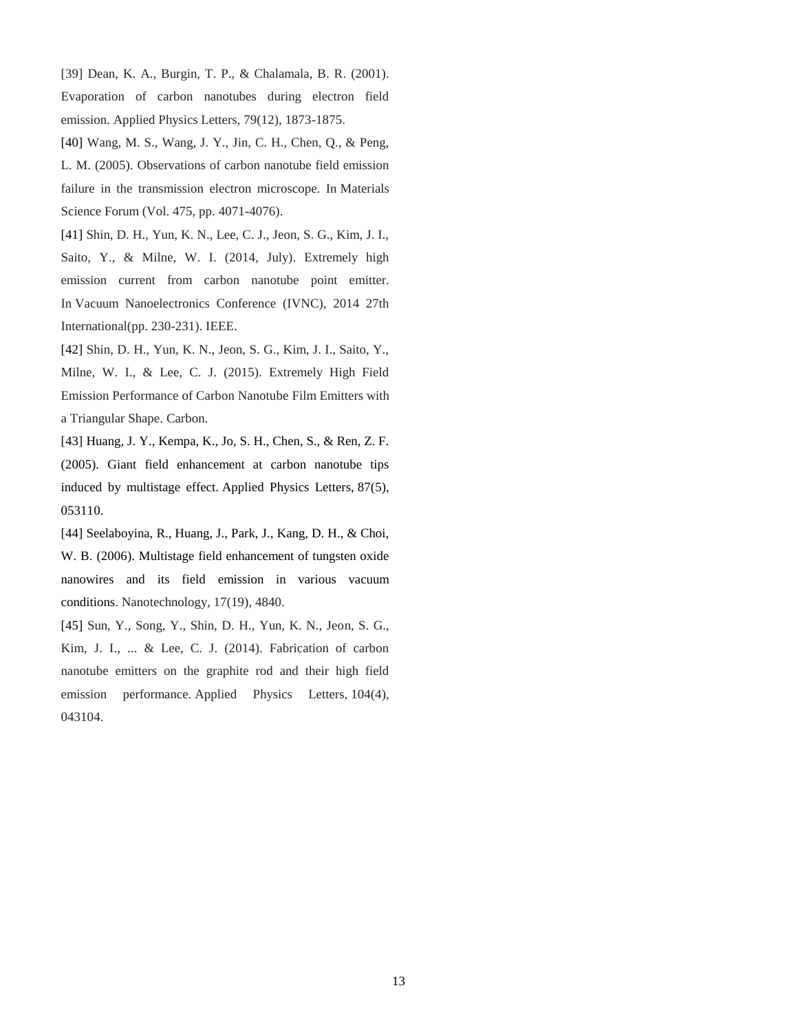[39] Dean, K. A., Burgin, T. P., & Chalamala, B. R. (2001). Evaporation of carbon nanotubes during electron field emission. Applied Physics Letters, 79(12), 1873-1875.

[40] Wang, M. S., Wang, J. Y., Jin, C. H., Chen, Q., & Peng, L. M. (2005). Observations of carbon nanotube field emission failure in the transmission electron microscope. In Materials Science Forum (Vol. 475, pp. 4071-4076).

[41] Shin, D. H., Yun, K. N., Lee, C. J., Jeon, S. G., Kim, J. I., Saito, Y., & Milne, W. I. (2014, July). Extremely high emission current from carbon nanotube point emitter. In Vacuum Nanoelectronics Conference (IVNC), 2014 27th International(pp. 230-231). IEEE.

[42] Shin, D. H., Yun, K. N., Jeon, S. G., Kim, J. I., Saito, Y., Milne, W. I., & Lee, C. J. (2015). Extremely High Field Emission Performance of Carbon Nanotube Film Emitters with a Triangular Shape. Carbon.

[43] Huang, J. Y., Kempa, K., Jo, S. H., Chen, S., & Ren, Z. F. (2005). Giant field enhancement at carbon nanotube tips induced by multistage effect. Applied Physics Letters, 87(5), 053110.

[44] Seelaboyina, R., Huang, J., Park, J., Kang, D. H., & Choi, W. B. (2006). Multistage field enhancement of tungsten oxide nanowires and its field emission in various vacuum conditions. Nanotechnology, 17(19), 4840.

[45] Sun, Y., Song, Y., Shin, D. H., Yun, K. N., Jeon, S. G., Kim, J. I., ... & Lee, C. J. (2014). Fabrication of carbon nanotube emitters on the graphite rod and their high field emission performance. Applied Physics Letters, 104(4), 043104.